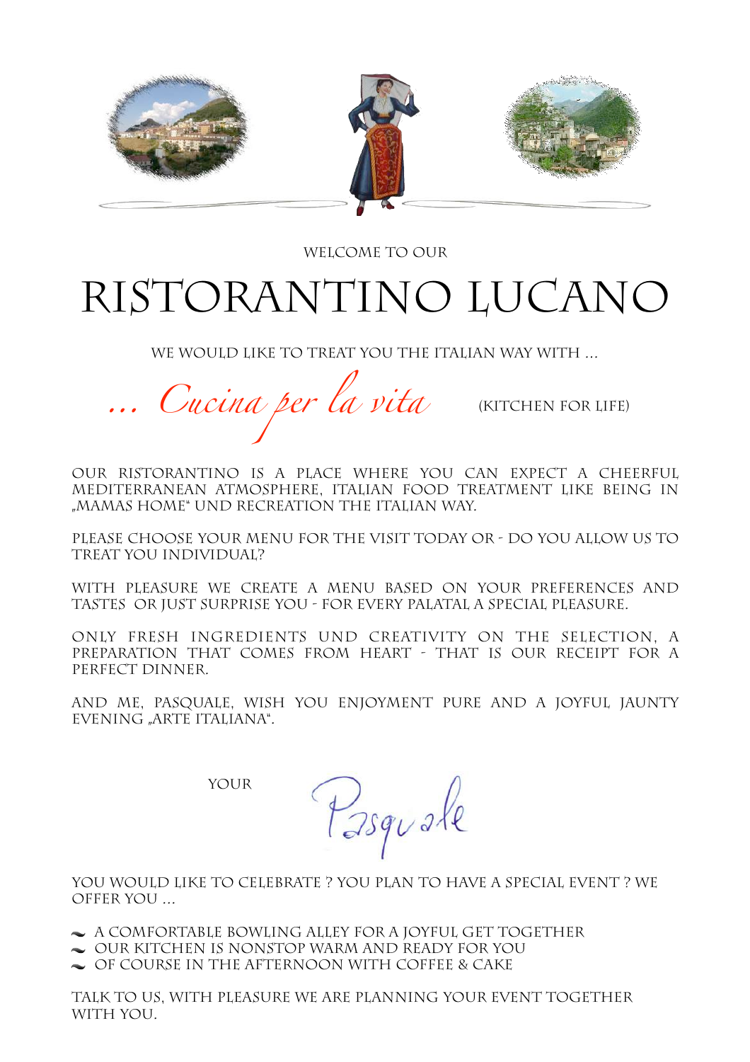WELCOME TO OUR

# RISTORANTINO LUCANO

WE WOULD LIKE TO TREAT YOU THE ITALIAN WAY WITH ...

*... Cucina per la vita* (KITCHEN FOR LIFE)

OUR RISTORANTINO IS A PLACE WHERE YOU CAN EXPECT A CHEERFUL MEDITERRANEAN ATMOSPHERE, ITALIAN FOOD TREATMENT LIKE BEING IN „MAMAS HOME“ UND RECREATION THE ITALIAN WAY.

PLEASE CHOOSE YOUR MENU FOR THE VISIT TODAY OR - DO YOU ALLOW US TO TREAT YOU INDIVIDUAL?

WITH PLEASURE WE CREATE A MENU BASED ON YOUR PREFERENCES AND TASTES OR JUST SURPRISE YOU - FOR EVERY PALATAL A SPECIAL PLEASURE.

ONLY FRESH INGREDIENTS UND CREATIVITY ON THE SELECTION, A PREPARATION THAT COMES FROM HEART - THAT IS OUR RECEIPT FOR A PERFECT DINNER.

AND ME, PASQUALE, WISH YOU ENJOYMENT PURE AND A JOYFUL JAUNTY EVENING „ARTE ITALIANA“.

YOUR *Pasquale*

YOU WOULD LIKE TO CELEBRATE ? YOU PLAN TO HAVE A SPECIAL EVENT ? WE OFFER YOU ...

- A COMFORTABLE BOWLING ALLEY FOR A JOYFUL GET TOGETHER
- OUR KITCHEN IS NONSTOP WARM AND READY FOR YOU
- OF COURSE IN THE AFTERNOON WITH COFFEE & CAKE

TALK TO US, WITH PLEASURE WE ARE PLANNING YOUR EVENT TOGETHER WITH YOU.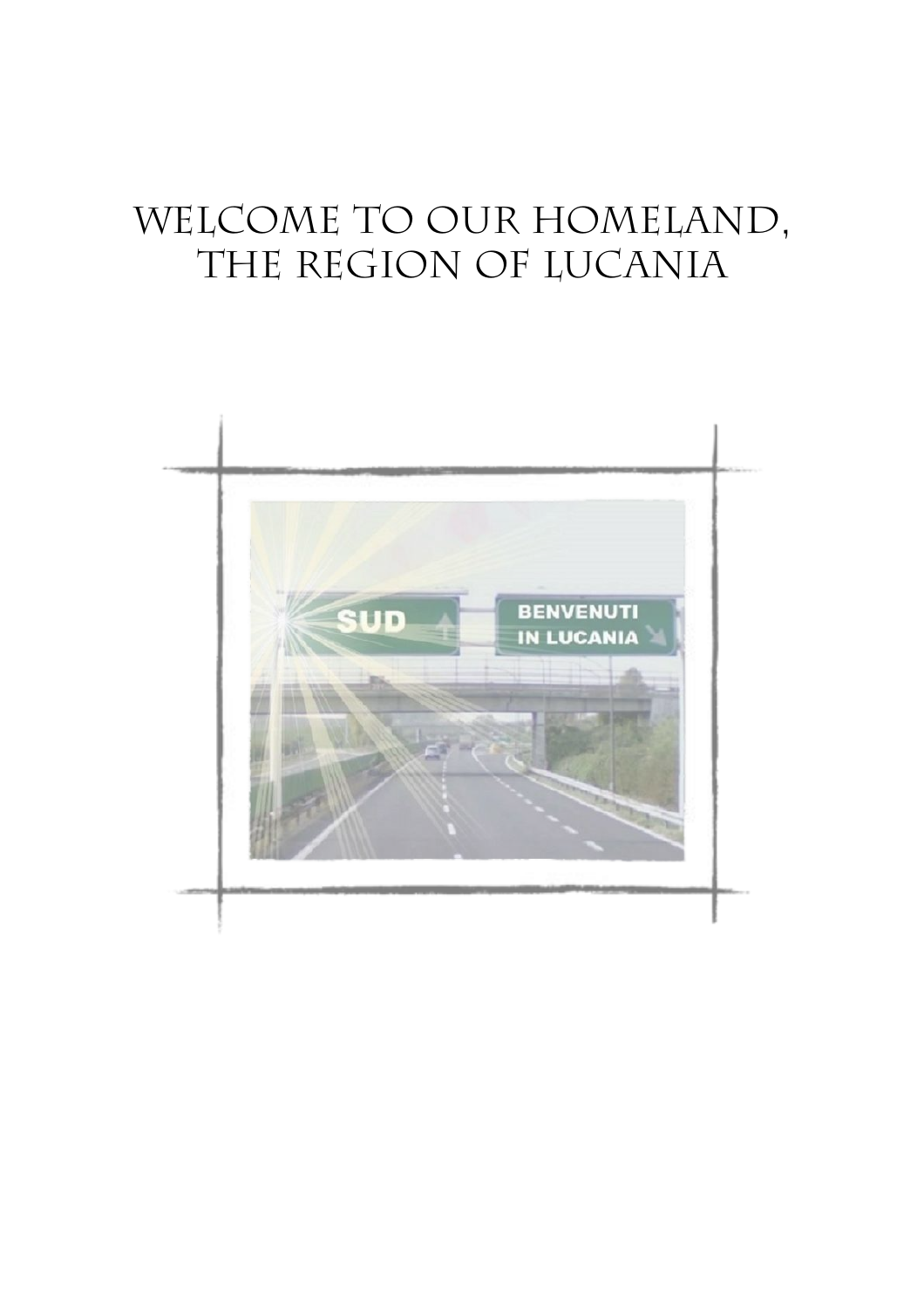# WELCOME TO OUR HOMELAND, THE REGION OF LUCANIA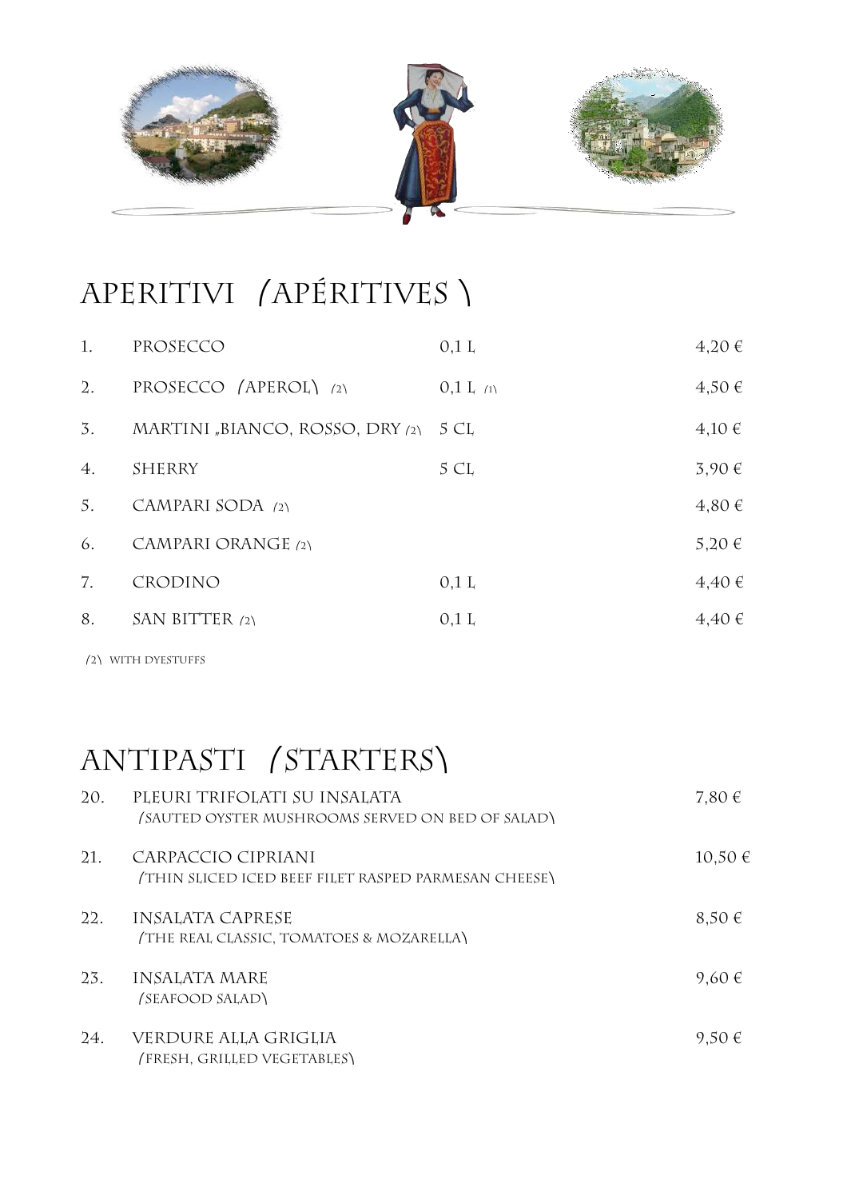# APERITIVI (APÉRITIVES)

| | | | |
|---|---|---|---|
| 1. | PROSECCO | 0,1 L | 4,20 € |
| 2. | PROSECCO (APEROL) (2) | 0,1 L (1) | 4,50 € |
| 3. | MARTINI „BIANCO, ROSSO, DRY (2) | 5 CL | 4,10 € |
| 4. | SHERRY | 5 CL | 3,90 € |
| 5. | CAMPARI SODA (2) | | 4,80 € |
| 6. | CAMPARI ORANGE (2) | | 5,20 € |
| 7. | CRODINO | 0,1 L | 4,40 € |
| 8. | SAN BITTER (2) | 0,1 L | 4,40 € |

(2) WITH DYESTUFFS

# ANTIPASTI (STARTERS)

| | | |
|---|---|---|
| 20. | PLEURI TRIFOLATI SU INSALATA<br>(SAUTED OYSTER MUSHROOMS SERVED ON BED OF SALAD) | 7,80 € |
| 21. | CARPACCIO CIPRIANI<br>(THIN SLICED ICED BEEF FILET RASPED PARMESAN CHEESE) | 10,50 € |
| 22. | INSALATA CAPRESE<br>(THE REAL CLASSIC, TOMATOES & MOZARELLA) | 8,50 € |
| 23. | INSALATA MARE<br>(SEAFOOD SALAD) | 9,60 € |
| 24. | VERDURE ALLA GRIGLIA<br>(FRESH, GRILLED VEGETABLES) | 9,50 € |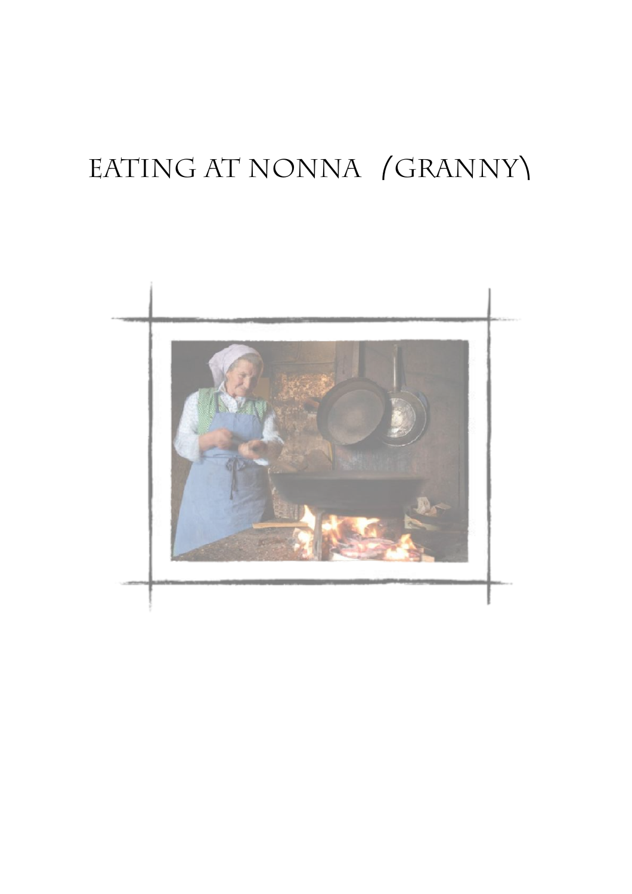# EATING AT NONNA (GRANNY)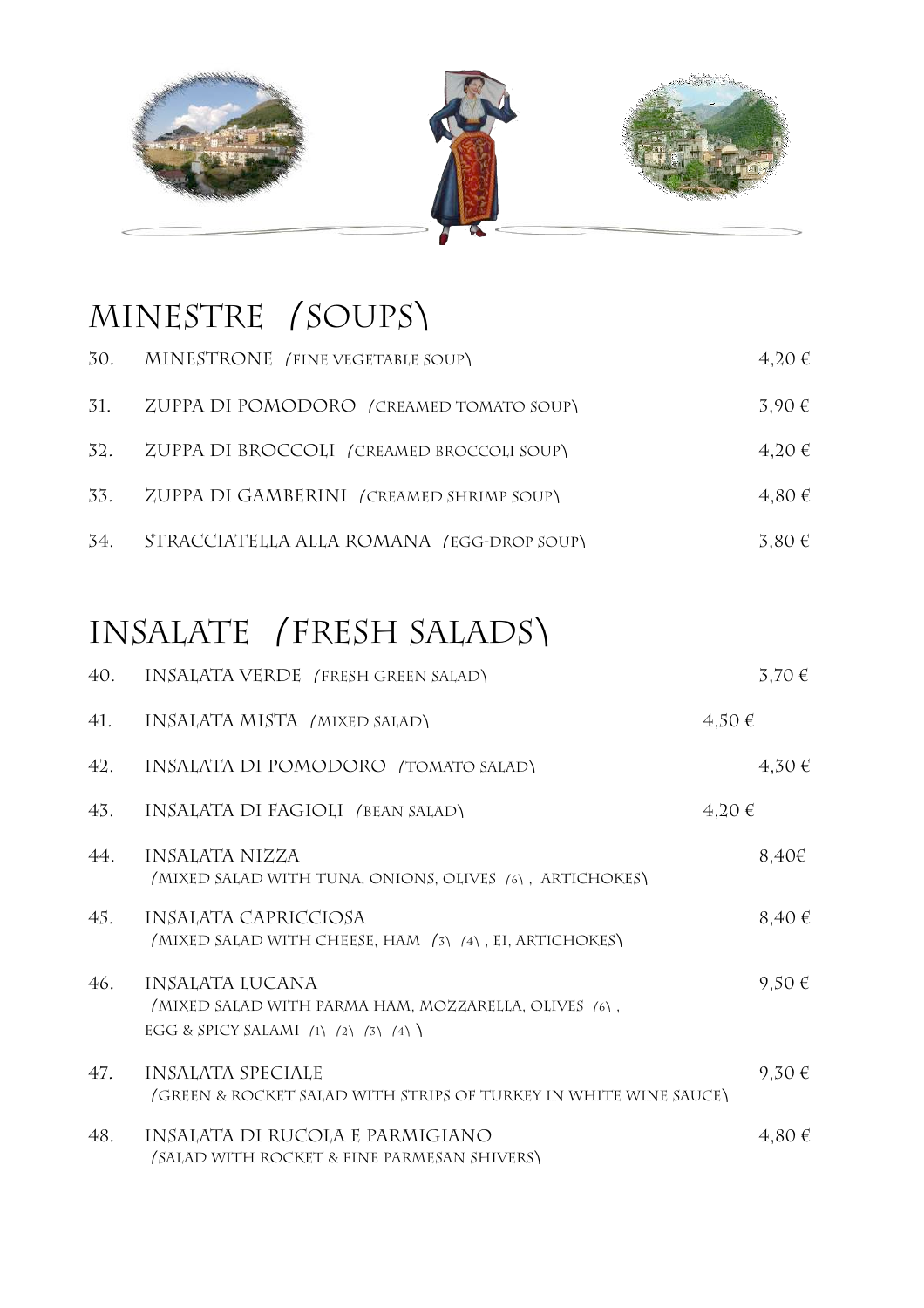## MINESTRE (SOUPS)

| | | |
|---|---|---|
| 30. | MINESTRONE (FINE VEGETABLE SOUP) | 4,20 € |
| 31. | ZUPPA DI POMODORO (CREAMED TOMATO SOUP) | 3,90 € |
| 32. | ZUPPA DI BROCCOLI (CREAMED BROCCOLI SOUP) | 4,20 € |
| 33. | ZUPPA DI GAMBERINI (CREAMED SHRIMP SOUP) | 4,80 € |
| 34. | STRACCIATELLA ALLA ROMANA (EGG-DROP SOUP) | 3,80 € |

## INSALATE (FRESH SALADS)

| | | |
|---|---|---|
| 40. | INSALATA VERDE (FRESH GREEN SALAD) | 3,70 € |
| 41. | INSALATA MISTA (MIXED SALAD) | 4,50 € |
| 42. | INSALATA DI POMODORO (TOMATO SALAD) | 4,30 € |
| 43. | INSALATA DI FAGIOLI (BEAN SALAD) | 4,20 € |
| 44. | INSALATA NIZZA<br>(MIXED SALAD WITH TUNA, ONIONS, OLIVES (6), ARTICHOKES) | 8,40€ |
| 45. | INSALATA CAPRICCIOSA<br>(MIXED SALAD WITH CHEESE, HAM (3) (4), EI, ARTICHOKES) | 8,40 € |
| 46. | INSALATA LUCANA<br>(MIXED SALAD WITH PARMA HAM, MOZZARELLA, OLIVES (6), EGG & SPICY SALAMI (1) (2) (3) (4)) | 9,50 € |
| 47. | INSALATA SPECIALE<br>(GREEN & ROCKET SALAD WITH STRIPS OF TURKEY IN WHITE WINE SAUCE) | 9,30 € |
| 48. | INSALATA DI RUCOLA E PARMIGIANO<br>(SALAD WITH ROCKET & FINE PARMESAN SHIVERS) | 4,80 € |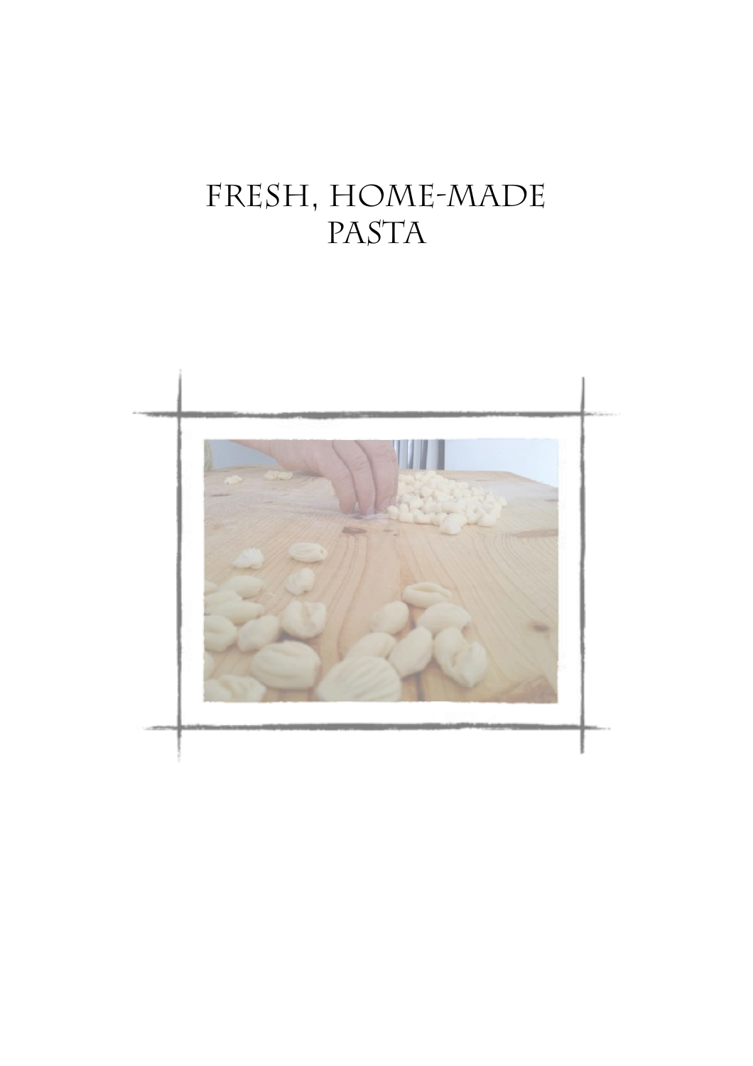# FRESH, HOME-MADE PASTA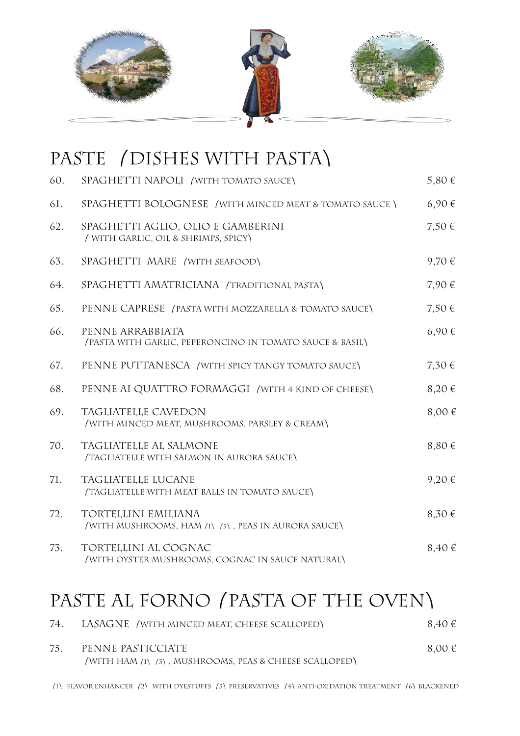# PASTE (DISHES WITH PASTA)

| | | |
|---|---|---|
| 60. | SPAGHETTI NAPOLI (WITH TOMATO SAUCE) | 5,80 € |
| 61. | SPAGHETTI BOLOGNESE (WITH MINCED MEAT & TOMATO SAUCE ) | 6,90 € |
| 62. | SPAGHETTI AGLIO, OLIO E GAMBERINI<br>( WITH GARLIC, OIL & SHRIMPS, SPICY) | 7,50 € |
| 63. | SPAGHETTI MARE (WITH SEAFOOD) | 9,70 € |
| 64. | SPAGHETTI AMATRICIANA (TRADITIONAL PASTA) | 7,90 € |
| 65. | PENNE CAPRESE (PASTA WITH MOZZARELLA & TOMATO SAUCE) | 7,50 € |
| 66. | PENNE ARRABBIATA<br>(PASTA WITH GARLIC, PEPERONCINO IN TOMATO SAUCE & BASIL) | 6,90 € |
| 67. | PENNE PUTTANESCA (WITH SPICY TANGY TOMATO SAUCE) | 7,30 € |
| 68. | PENNE AI QUATTRO FORMAGGI (WITH 4 KIND OF CHEESE) | 8,20 € |
| 69. | TAGLIATELLE CAVEDON<br>(WITH MINCED MEAT, MUSHROOMS, PARSLEY & CREAM) | 8,00 € |
| 70. | TAGLIATELLE AL SALMONE<br>(TAGLIATELLE WITH SALMON IN AURORA SAUCE) | 8,80 € |
| 71. | TAGLIATELLE LUCANE<br>(TAGLIATELLE WITH MEAT BALLS IN TOMATO SAUCE) | 9,20 € |
| 72. | TORTELLINI EMILIANA<br>(WITH MUSHROOMS, HAM (1) (3) , PEAS IN AURORA SAUCE) | 8,30 € |
| 73. | TORTELLINI AL COGNAC<br>(WITH OYSTER MUSHROOMS, COGNAC IN SAUCE NATURAL) | 8,40 € |

# PASTE AL FORNO (PASTA OF THE OVEN)

| | | |
|---|---|---|
| 74. | LASAGNE (WITH MINCED MEAT, CHEESE SCALLOPED) | 8,40 € |
| 75. | PENNE PASTICCIATE<br>(WITH HAM (1) (3) , MUSHROOMS, PEAS & CHEESE SCALLOPED) | 8,00 € |

(1) FLAVOR ENHANCER (2) WITH DYESTUFFS (3) PRESERVATIVES (4) ANTI-OXIDATION TREATMENT (6) BLACKENED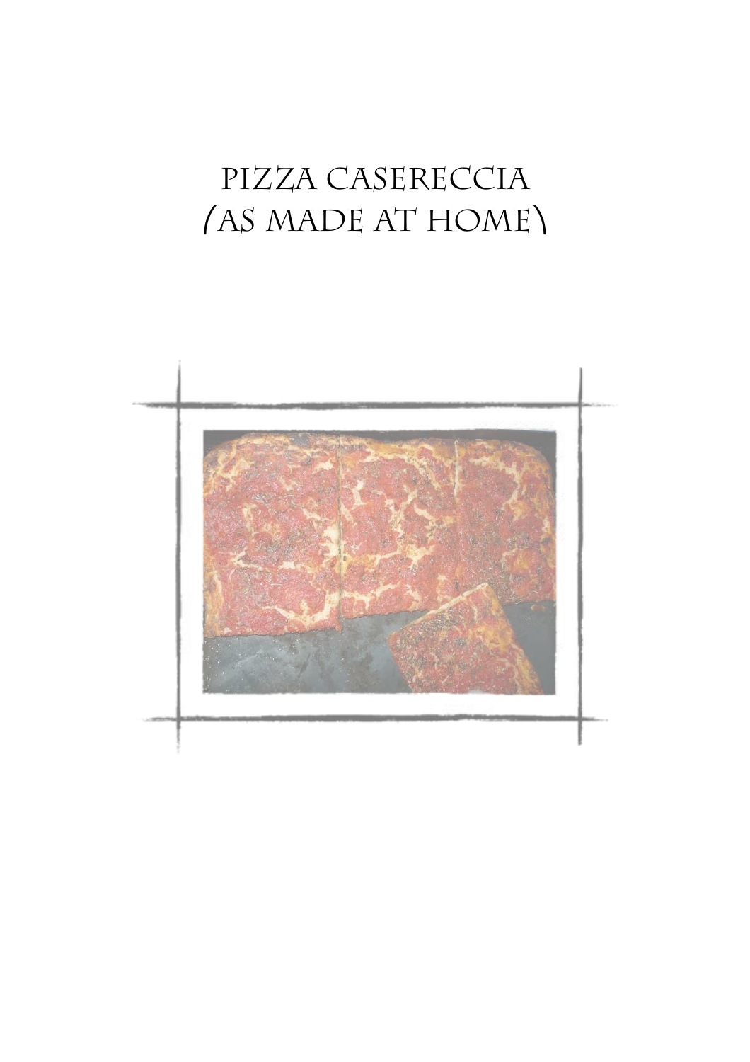# Pizza Casereccia
# (as made at home)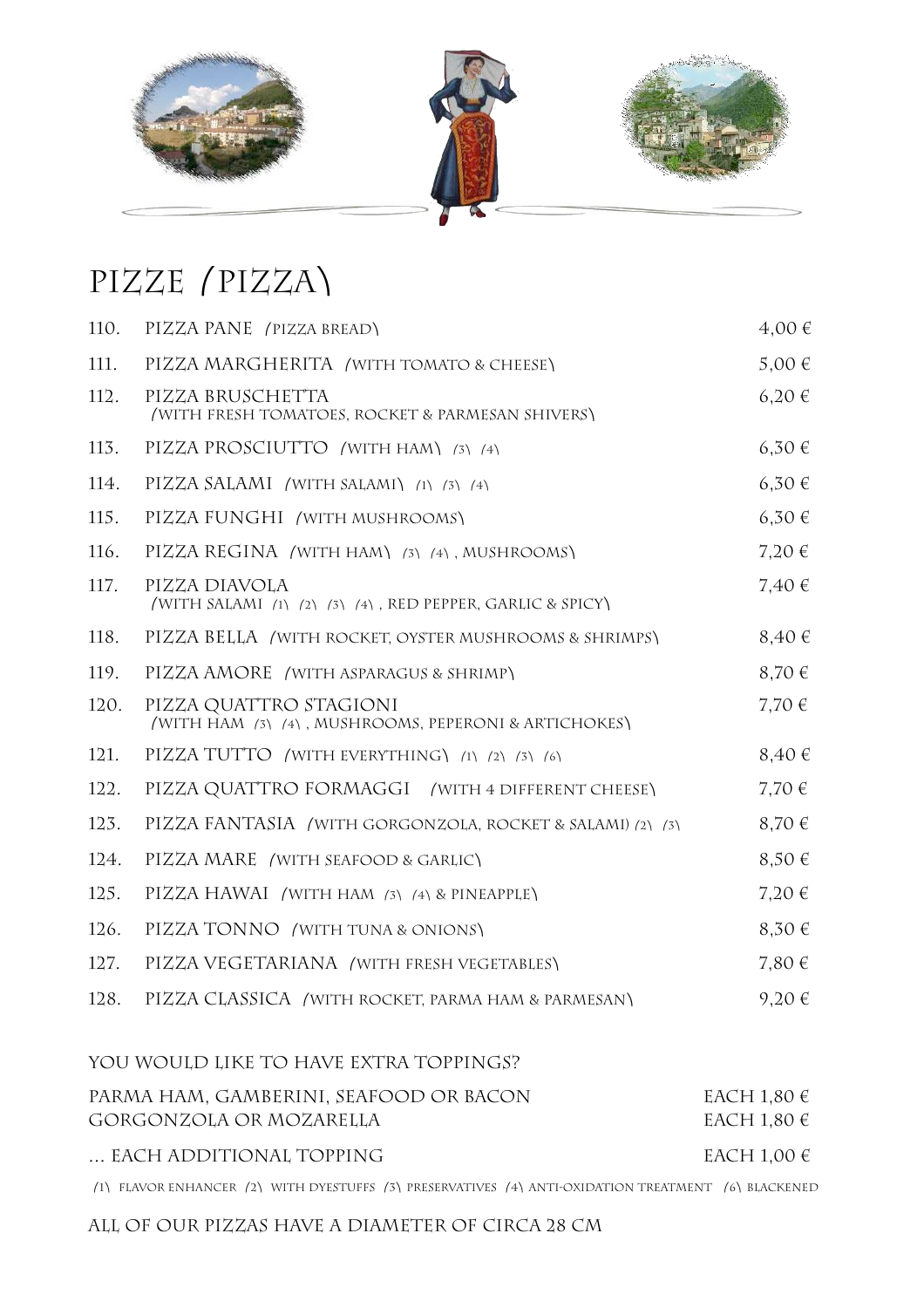# PIZZE (PIZZA)

| | | |
|---|---|---|
| 110. | PIZZA PANE (PIZZA BREAD) | 4,00 € |
| 111. | PIZZA MARGHERITA (WITH TOMATO & CHEESE) | 5,00 € |
| 112. | PIZZA BRUSCHETTA (WITH FRESH TOMATOES, ROCKET & PARMESAN SHIVERS) | 6,20 € |
| 113. | PIZZA PROSCIUTTO (WITH HAM) (3) (4) | 6,30 € |
| 114. | PIZZA SALAMI (WITH SALAMI) (1) (3) (4) | 6,30 € |
| 115. | PIZZA FUNGHI (WITH MUSHROOMS) | 6,30 € |
| 116. | PIZZA REGINA (WITH HAM) (3) (4), MUSHROOMS) | 7,20 € |
| 117. | PIZZA DIAVOLA (WITH SALAMI (1) (2) (3) (4), RED PEPPER, GARLIC & SPICY) | 7,40 € |
| 118. | PIZZA BELLA (WITH ROCKET, OYSTER MUSHROOMS & SHRIMPS) | 8,40 € |
| 119. | PIZZA AMORE (WITH ASPARAGUS & SHRIMP) | 8,70 € |
| 120. | PIZZA QUATTRO STAGIONI (WITH HAM (3) (4), MUSHROOMS, PEPERONI & ARTICHOKES) | 7,70 € |
| 121. | PIZZA TUTTO (WITH EVERYTHING) (1) (2) (3) (6) | 8,40 € |
| 122. | PIZZA QUATTRO FORMAGGI (WITH 4 DIFFERENT CHEESE) | 7,70 € |
| 123. | PIZZA FANTASIA (WITH GORGONZOLA, ROCKET & SALAMI) (2) (3) | 8,70 € |
| 124. | PIZZA MARE (WITH SEAFOOD & GARLIC) | 8,50 € |
| 125. | PIZZA HAWAI (WITH HAM (3) (4) & PINEAPPLE) | 7,20 € |
| 126. | PIZZA TONNO (WITH TUNA & ONIONS) | 8,30 € |
| 127. | PIZZA VEGETARIANA (WITH FRESH VEGETABLES) | 7,80 € |
| 128. | PIZZA CLASSICA (WITH ROCKET, PARMA HAM & PARMESAN) | 9,20 € |

YOU WOULD LIKE TO HAVE EXTRA TOPPINGS?

| | |
|---|---|
| PARMA HAM, GAMBERINI, SEAFOOD OR BACON | EACH 1,80 € |
| GORGONZOLA OR MOZARELLA | EACH 1,80 € |
| ... EACH ADDITIONAL TOPPING | EACH 1,00 € |

(1) FLAVOR ENHANCER (2) WITH DYESTUFFS (3) PRESERVATIVES (4) ANTI-OXIDATION TREATMENT (6) BLACKENED

ALL OF OUR PIZZAS HAVE A DIAMETER OF CIRCA 28 CM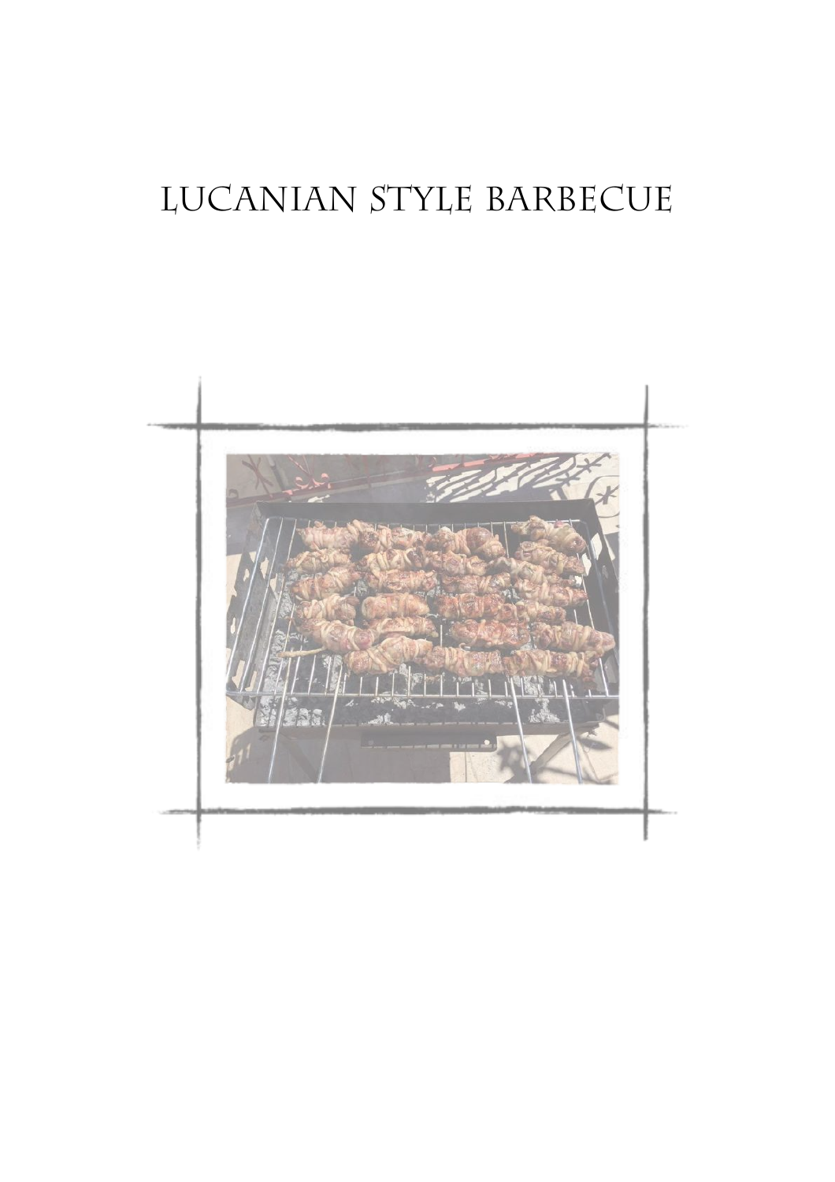# Lucanian Style Barbecue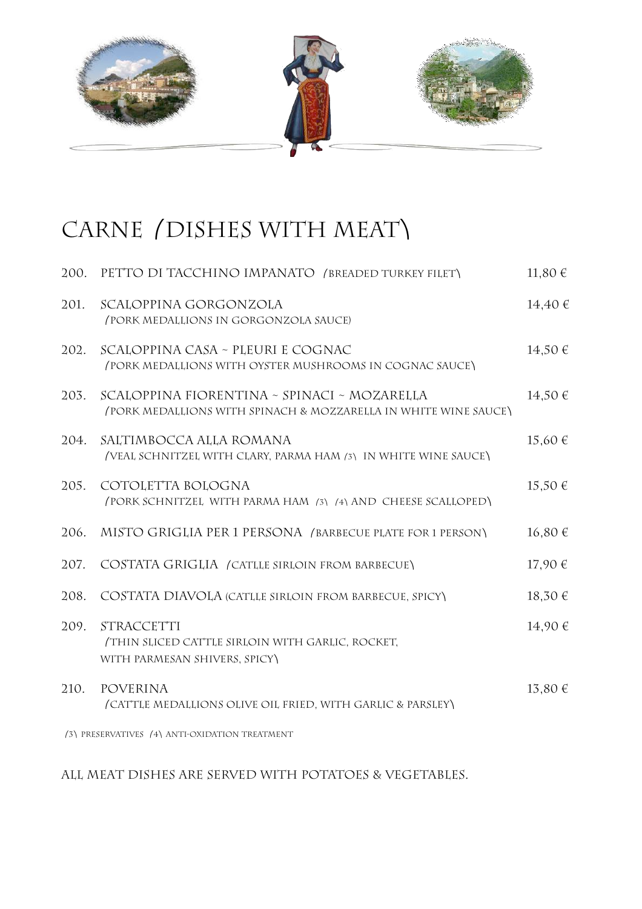# CARNE (DISHES WITH MEAT)

| | | |
|---|---|---|
| 200. | PETTO DI TACCHINO IMPANATO (BREADED TURKEY FILET) | 11,80 € |
| 201. | SCALOPPINA GORGONZOLA<br>(PORK MEDALLIONS IN GORGONZOLA SAUCE) | 14,40 € |
| 202. | SCALOPPINA CASA ~ PLEURI E COGNAC<br>(PORK MEDALLIONS WITH OYSTER MUSHROOMS IN COGNAC SAUCE) | 14,50 € |
| 203. | SCALOPPINA FIORENTINA ~ SPINACI ~ MOZARELLA<br>(PORK MEDALLIONS WITH SPINACH & MOZZARELLA IN WHITE WINE SAUCE) | 14,50 € |
| 204. | SALTIMBOCCA ALLA ROMANA<br>(VEAL SCHNITZEL WITH CLARY, PARMA HAM (3) IN WHITE WINE SAUCE) | 15,60 € |
| 205. | COTOLETTA BOLOGNA<br>(PORK SCHNITZEL WITH PARMA HAM (3) (4) AND CHEESE SCALLOPED) | 15,50 € |
| 206. | MISTO GRIGLIA PER 1 PERSONA (BARBECUE PLATE FOR 1 PERSON) | 16,80 € |
| 207. | COSTATA GRIGLIA (CATLLE SIRLOIN FROM BARBECUE) | 17,90 € |
| 208. | COSTATA DIAVOLA (CATLLE SIRLOIN FROM BARBECUE, SPICY) | 18,30 € |
| 209. | STRACCETTI<br>(THIN SLICED CATTLE SIRLOIN WITH GARLIC, ROCKET, WITH PARMESAN SHIVERS, SPICY) | 14,90 € |
| 210. | POVERINA<br>(CATTLE MEDALLIONS OLIVE OIL FRIED, WITH GARLIC & PARSLEY) | 13,80 € |

(3) PRESERVATIVES (4) ANTI-OXIDATION TREATMENT

ALL MEAT DISHES ARE SERVED WITH POTATOES & VEGETABLES.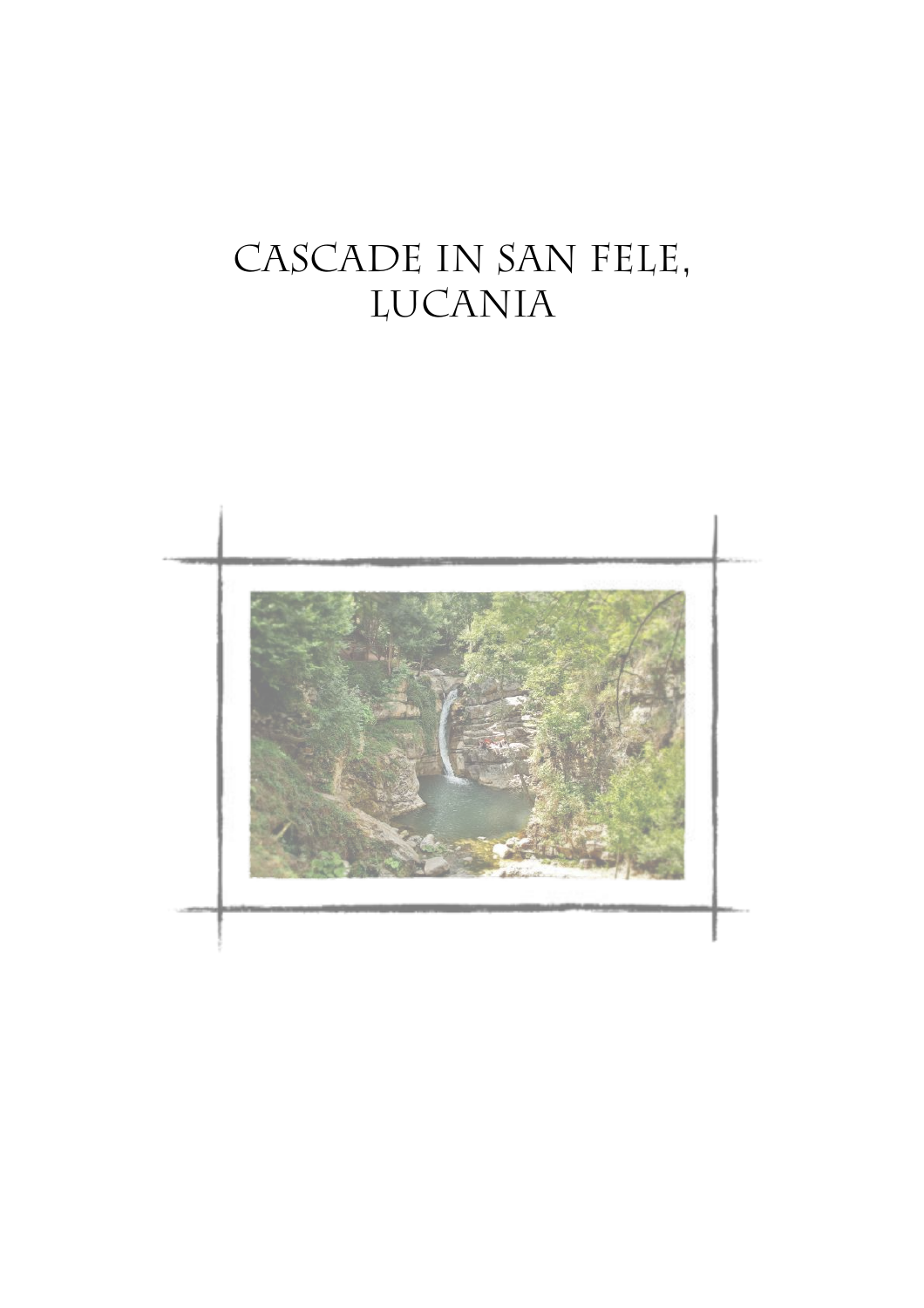# Cascade in San Fele, Lucania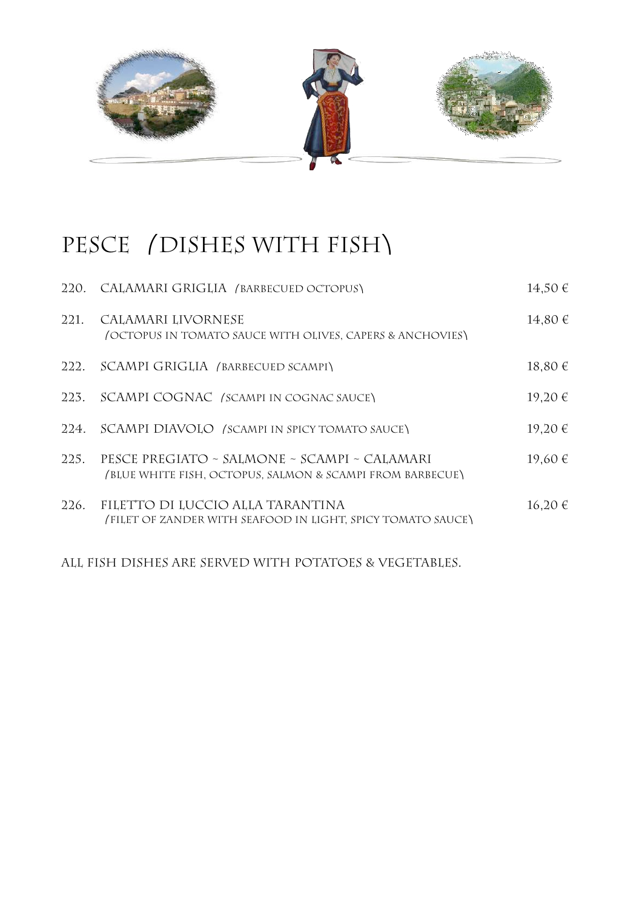# PESCE (DISHES WITH FISH)

| | | |
|---|---|---|
| 220. | CALAMARI GRIGLIA (BARBECUED OCTOPUS) | 14,50 € |
| 221. | CALAMARI LIVORNESE<br>(OCTOPUS IN TOMATO SAUCE WITH OLIVES, CAPERS & ANCHOVIES) | 14,80 € |
| 222. | SCAMPI GRIGLIA (BARBECUED SCAMPI) | 18,80 € |
| 223. | SCAMPI COGNAC (SCAMPI IN COGNAC SAUCE) | 19,20 € |
| 224. | SCAMPI DIAVOLO (SCAMPI IN SPICY TOMATO SAUCE) | 19,20 € |
| 225. | PESCE PREGIATO ~ SALMONE ~ SCAMPI ~ CALAMARI<br>(BLUE WHITE FISH, OCTOPUS, SALMON & SCAMPI FROM BARBECUE) | 19,60 € |
| 226. | FILETTO DI LUCCIO ALLA TARANTINA<br>(FILET OF ZANDER WITH SEAFOOD IN LIGHT, SPICY TOMATO SAUCE) | 16,20 € |

ALL FISH DISHES ARE SERVED WITH POTATOES & VEGETABLES.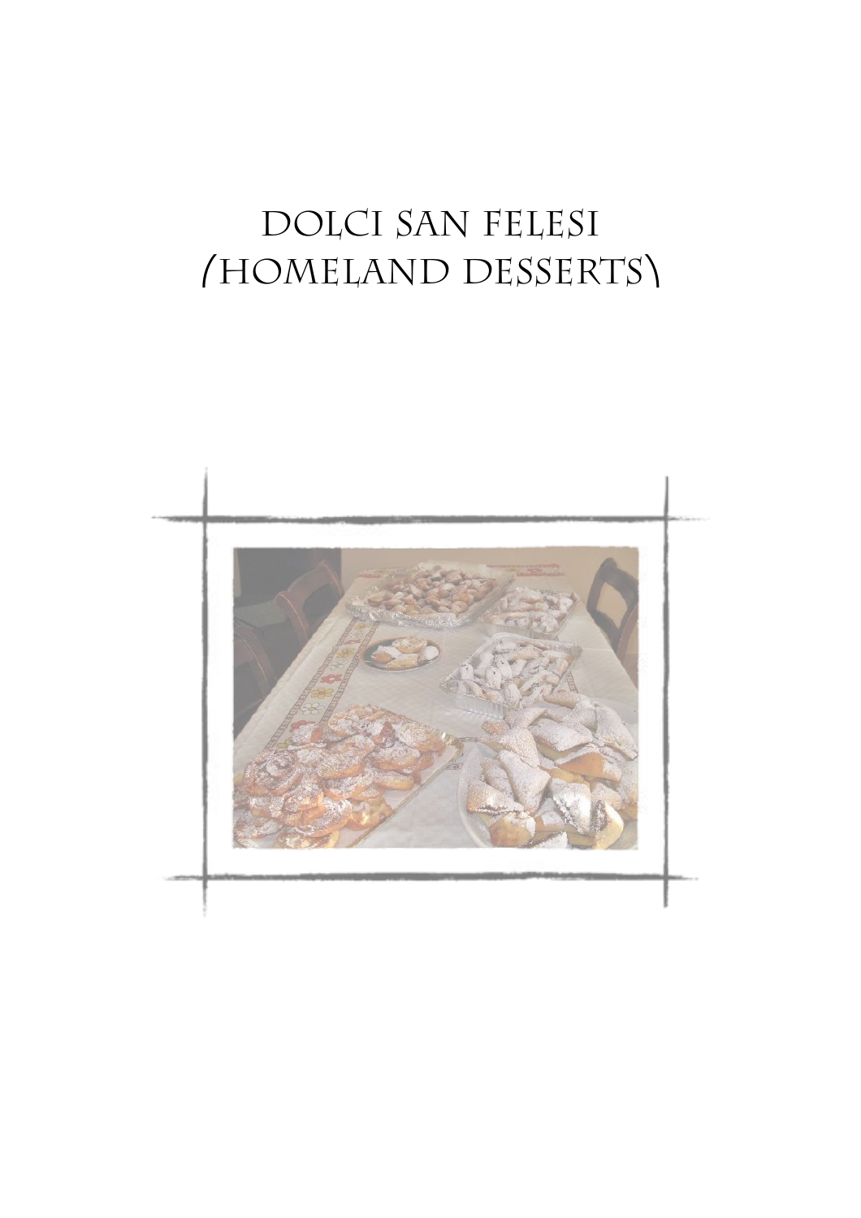# Dolci San Felesi
# (Homeland Desserts)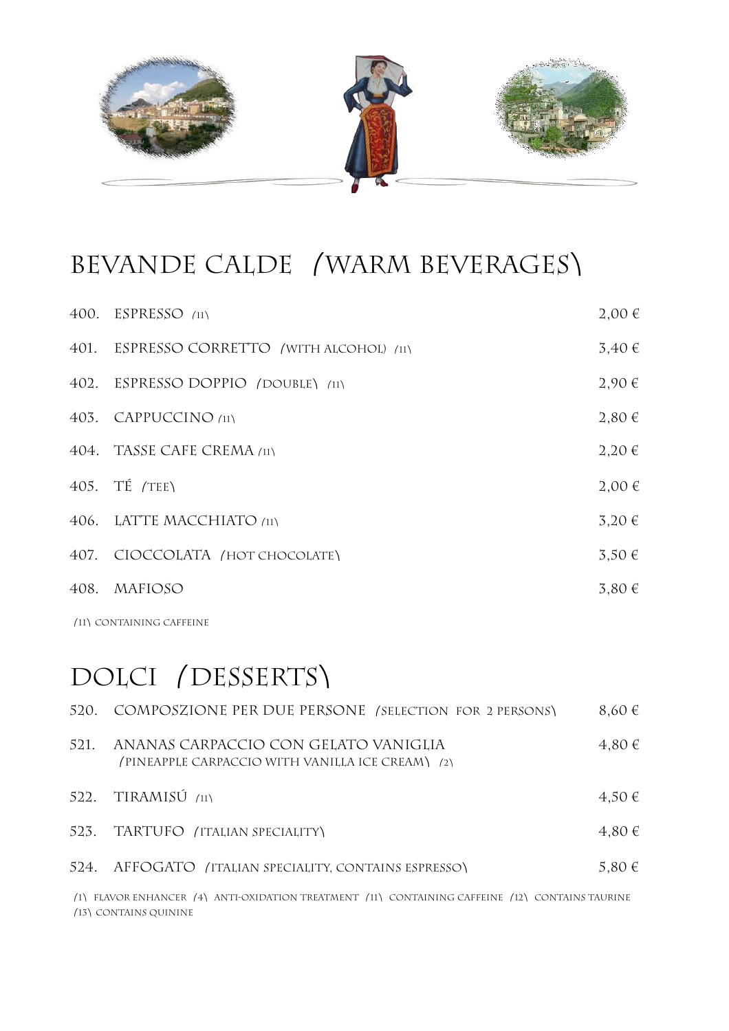# BEVANDE CALDE (WARM BEVERAGES)

| | | |
|---|---|---|
| 400. | ESPRESSO (11) | 2,00 € |
| 401. | ESPRESSO CORRETTO (WITH ALCOHOL) (11) | 3,40 € |
| 402. | ESPRESSO DOPPIO (DOUBLE) (11) | 2,90 € |
| 403. | CAPPUCCINO (11) | 2,80 € |
| 404. | TASSE CAFE CREMA (11) | 2,20 € |
| 405. | TÉ (TEE) | 2,00 € |
| 406. | LATTE MACCHIATO (11) | 3,20 € |
| 407. | CIOCCOLATA (HOT CHOCOLATE) | 3,50 € |
| 408. | MAFIOSO | 3,80 € |

(11) CONTAINING CAFFEINE

# DOLCI (DESSERTS)

| | | |
|---|---|---|
| 520. | COMPOSZIONE PER DUE PERSONE (SELECTION FOR 2 PERSONS) | 8,60 € |
| 521. | ANANAS CARPACCIO CON GELATO VANIGLIA (PINEAPPLE CARPACCIO WITH VANILLA ICE CREAM) (2) | 4,80 € |
| 522. | TIRAMISÚ (11) | 4,50 € |
| 523. | TARTUFO (ITALIAN SPECIALITY) | 4,80 € |
| 524. | AFFOGATO (ITALIAN SPECIALITY, CONTAINS ESPRESSO) | 5,80 € |

(1) FLAVOR ENHANCER (4) ANTI-OXIDATION TREATMENT (11) CONTAINING CAFFEINE (12) CONTAINS TAURINE (13) CONTAINS QUININE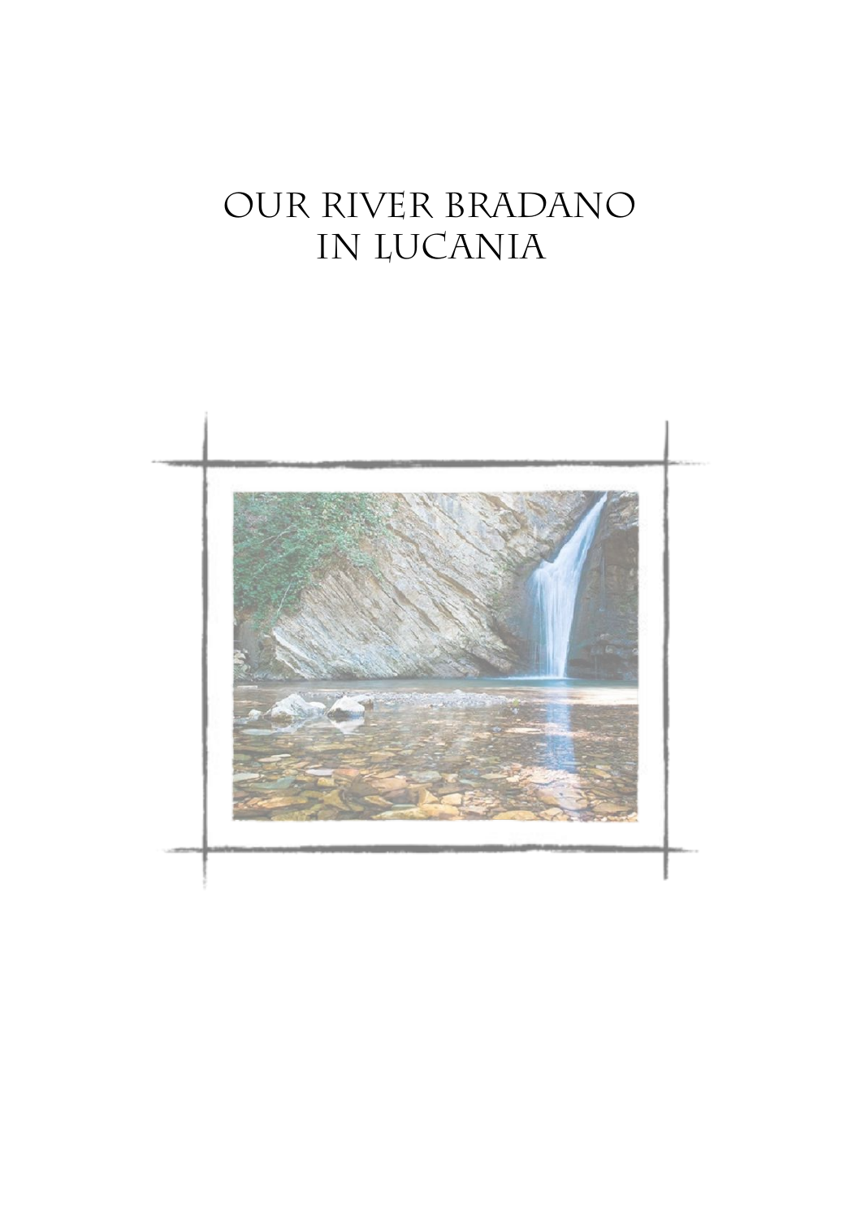# OUR RIVER BRADANO IN LUCANIA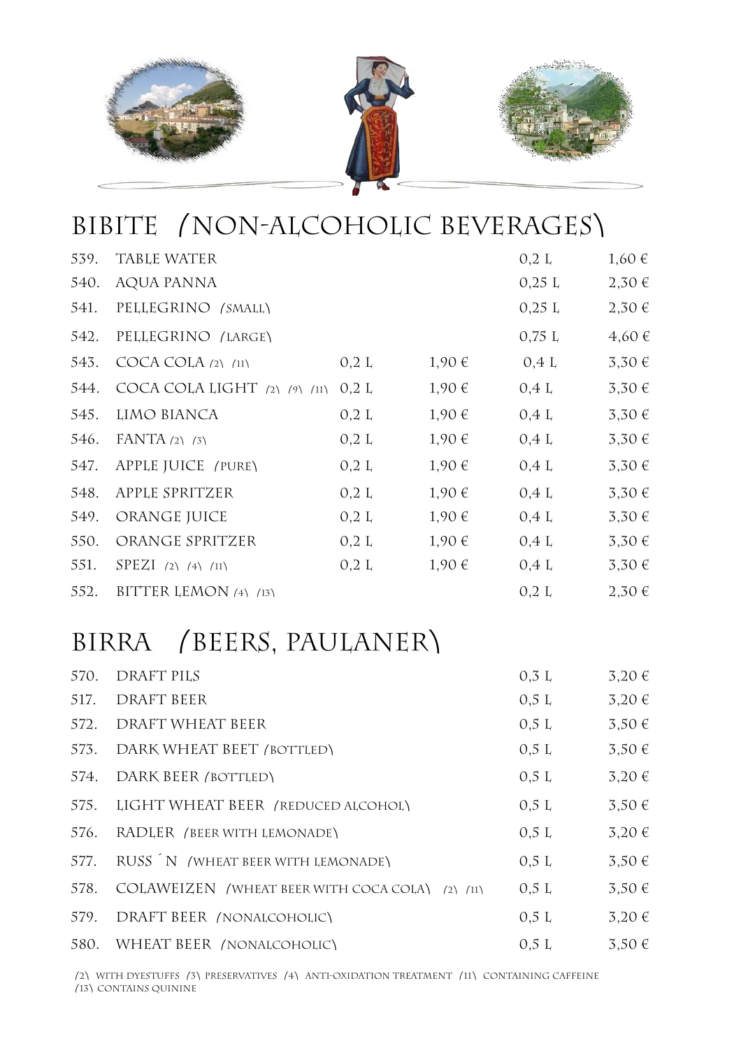## BIBITE (NON-ALCOHOLIC BEVERAGES)

| | | | | | |
|---|---|---|---|---|---|
| 539. | TABLE WATER | | | 0,2 L | 1,60 € |
| 540. | AQUA PANNA | | | 0,25 L | 2,30 € |
| 541. | PELLEGRINO (SMALL) | | | 0,25 L | 2,30 € |
| 542. | PELLEGRINO (LARGE) | | | 0,75 L | 4,60 € |
| 543. | COCA COLA (2) (11) | 0,2 L | 1,90 € | 0,4 L | 3,30 € |
| 544. | COCA COLA LIGHT (2) (9) (11) | 0,2 L | 1,90 € | 0,4 L | 3,30 € |
| 545. | LIMO BIANCA | 0,2 L | 1,90 € | 0,4 L | 3,30 € |
| 546. | FANTA (2) (3) | 0,2 L | 1,90 € | 0,4 L | 3,30 € |
| 547. | APPLE JUICE (PURE) | 0,2 L | 1,90 € | 0,4 L | 3,30 € |
| 548. | APPLE SPRITZER | 0,2 L | 1,90 € | 0,4 L | 3,30 € |
| 549. | ORANGE JUICE | 0,2 L | 1,90 € | 0,4 L | 3,30 € |
| 550. | ORANGE SPRITZER | 0,2 L | 1,90 € | 0,4 L | 3,30 € |
| 551. | SPEZI (2) (4) (11) | 0,2 L | 1,90 € | 0,4 L | 3,30 € |
| 552. | BITTER LEMON (4) (13) | | | 0,2 L | 2,30 € |

## BIRRA (BEERS, PAULANER)

| | | | |
|---|---|---|---|
| 570. | DRAFT PILS | 0,3 L | 3,20 € |
| 517. | DRAFT BEER | 0,5 L | 3,20 € |
| 572. | DRAFT WHEAT BEER | 0,5 L | 3,50 € |
| 573. | DARK WHEAT BEET (BOTTLED) | 0,5 L | 3,50 € |
| 574. | DARK BEER (BOTTLED) | 0,5 L | 3,20 € |
| 575. | LIGHT WHEAT BEER (REDUCED ALCOHOL) | 0,5 L | 3,50 € |
| 576. | RADLER (BEER WITH LEMONADE) | 0,5 L | 3,20 € |
| 577. | RUSS´N (WHEAT BEER WITH LEMONADE) | 0,5 L | 3,50 € |
| 578. | COLAWEIZEN (WHEAT BEER WITH COCA COLA) (2) (11) | 0,5 L | 3,50 € |
| 579. | DRAFT BEER (NONALCOHOLIC) | 0,5 L | 3,20 € |
| 580. | WHEAT BEER (NONALCOHOLIC) | 0,5 L | 3,50 € |

(2) WITH DYESTUFFS (3) PRESERVATIVES (4) ANTI-OXIDATION TREATMENT (11) CONTAINING CAFFEINE
(13) CONTAINS QUININE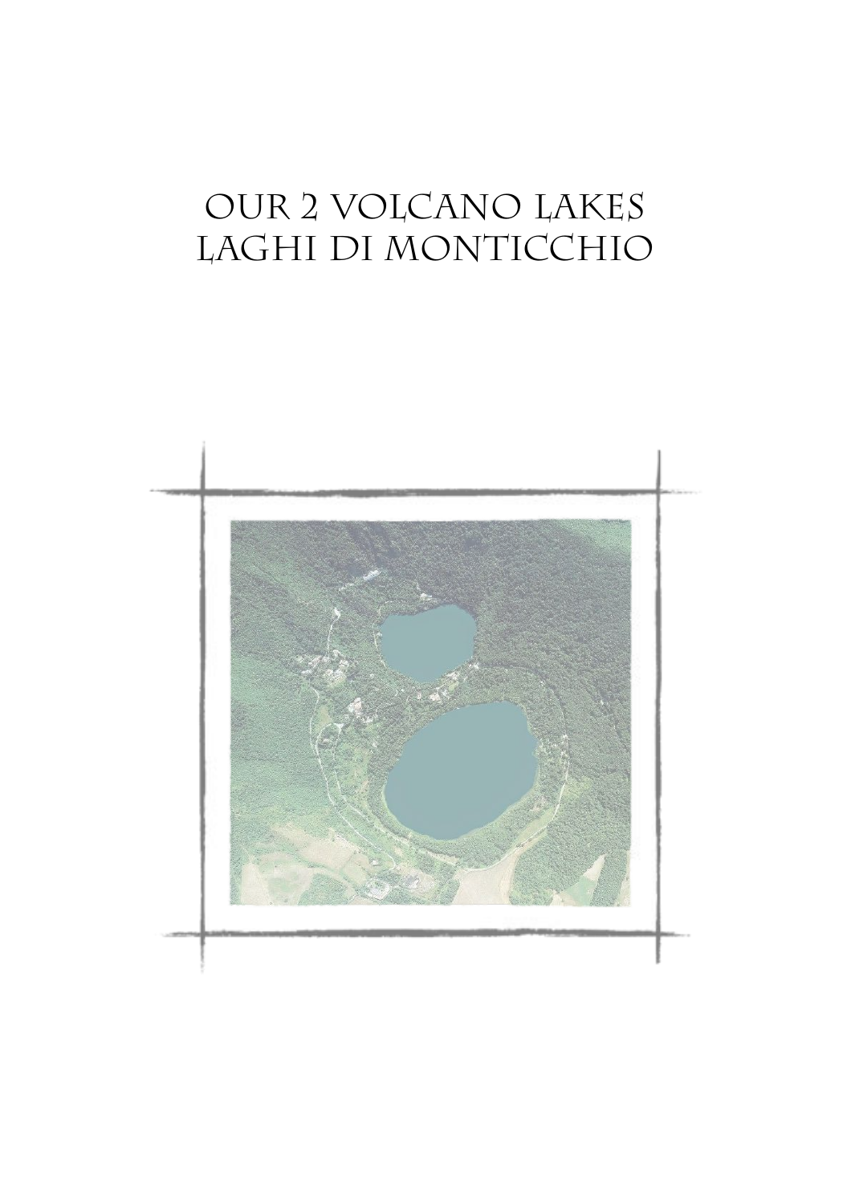# OUR 2 VOLCANO LAKES
# LAGHI DI MONTICCHIO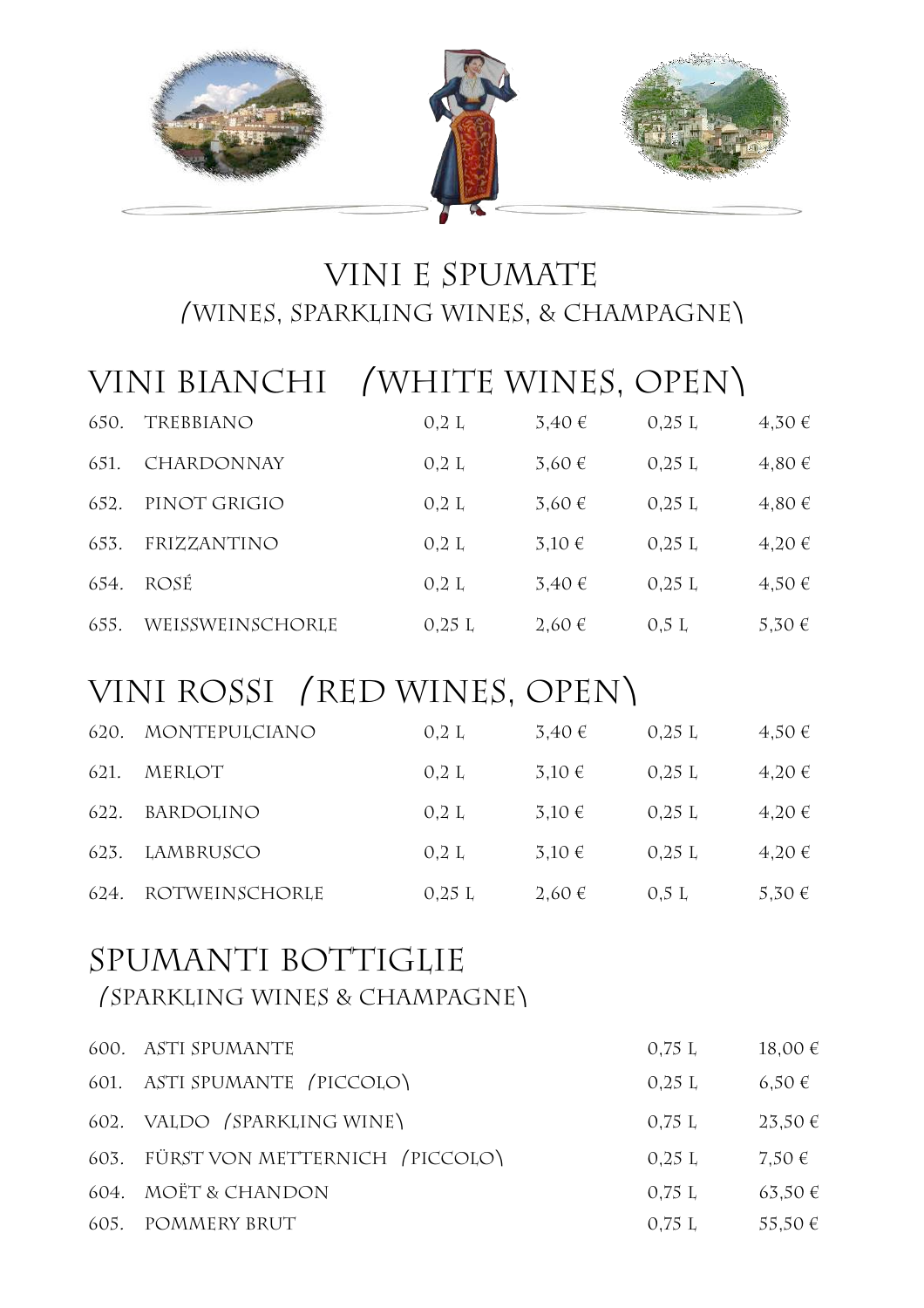# VINI E SPUMATE

(WINES, SPARKLING WINES, & CHAMPAGNE)

## VINI BIANCHI (WHITE WINES, OPEN)

| | | | | | |
|---|---|---|---|---|---|
| 650. | TREBBIANO | 0,2 L | 3,40 € | 0,25 L | 4,30 € |
| 651. | CHARDONNAY | 0,2 L | 3,60 € | 0,25 L | 4,80 € |
| 652. | PINOT GRIGIO | 0,2 L | 3,60 € | 0,25 L | 4,80 € |
| 653. | FRIZZANTINO | 0,2 L | 3,10 € | 0,25 L | 4,20 € |
| 654. | ROSÉ | 0,2 L | 3,40 € | 0,25 L | 4,50 € |
| 655. | WEISSWEINSCHORLE | 0,25 L | 2,60 € | 0,5 L | 5,30 € |

## VINI ROSSI (RED WINES, OPEN)

| | | | | | |
|---|---|---|---|---|---|
| 620. | MONTEPULCIANO | 0,2 L | 3,40 € | 0,25 L | 4,50 € |
| 621. | MERLOT | 0,2 L | 3,10 € | 0,25 L | 4,20 € |
| 622. | BARDOLINO | 0,2 L | 3,10 € | 0,25 L | 4,20 € |
| 623. | LAMBRUSCO | 0,2 L | 3,10 € | 0,25 L | 4,20 € |
| 624. | ROTWEINSCHORLE | 0,25 L | 2,60 € | 0,5 L | 5,30 € |

## SPUMANTI BOTTIGLIE

(SPARKLING WINES & CHAMPAGNE)

| | | | |
|---|---|---|---|
| 600. | ASTI SPUMANTE | 0,75 L | 18,00 € |
| 601. | ASTI SPUMANTE (PICCOLO) | 0,25 L | 6,50 € |
| 602. | VALDO (SPARKLING WINE) | 0,75 L | 23,50 € |
| 603. | FÜRST VON METTERNICH (PICCOLO) | 0,25 L | 7,50 € |
| 604. | MOËT & CHANDON | 0,75 L | 63,50 € |
| 605. | POMMERY BRUT | 0,75 L | 55,50 € |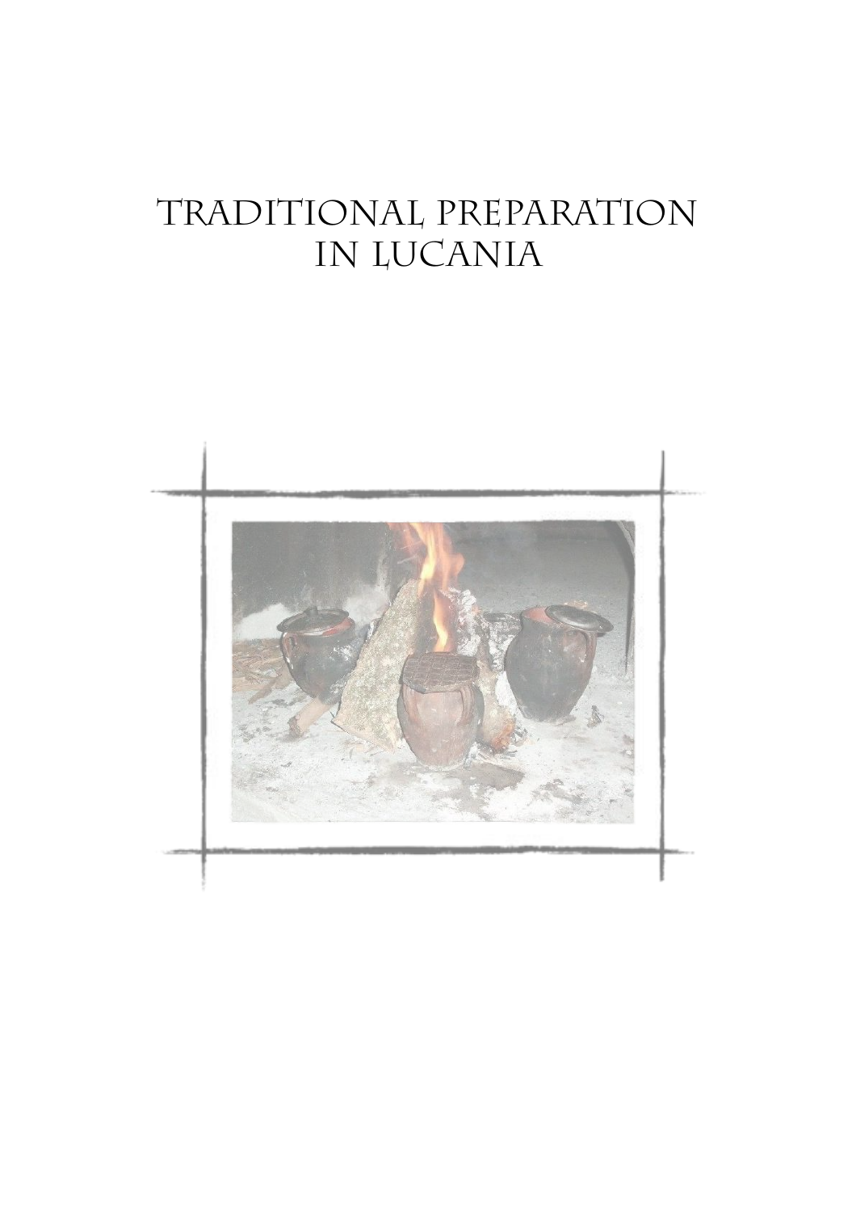# Traditional preparation in Lucania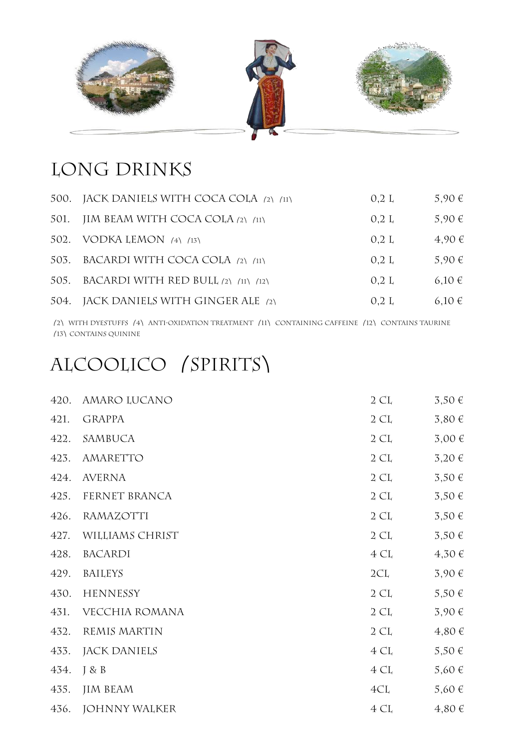# LONG DRINKS

| | | | |
|---|---|---|---|
| 500. | JACK DANIELS WITH COCA COLA (2) (11) | 0,2 L | 5,90 € |
| 501. | JIM BEAM WITH COCA COLA (2) (11) | 0,2 L | 5,90 € |
| 502. | VODKA LEMON (4) (13) | 0,2 L | 4,90 € |
| 503. | BACARDI WITH COCA COLA (2) (11) | 0,2 L | 5,90 € |
| 505. | BACARDI WITH RED BULL (2) (11) (12) | 0,2 L | 6,10 € |
| 504. | JACK DANIELS WITH GINGER ALE (2) | 0,2 L | 6,10 € |

(2) WITH DYESTUFFS (4) ANTI-OXIDATION TREATMENT (11) CONTAINING CAFFEINE (12) CONTAINS TAURINE (13) CONTAINS QUININE

# ALCOOLICO (SPIRITS)

| | | | |
|---|---|---|---|
| 420. | AMARO LUCANO | 2 CL | 3,50 € |
| 421. | GRAPPA | 2 CL | 3,80 € |
| 422. | SAMBUCA | 2 CL | 3,00 € |
| 423. | AMARETTO | 2 CL | 3,20 € |
| 424. | AVERNA | 2 CL | 3,50 € |
| 425. | FERNET BRANCA | 2 CL | 3,50 € |
| 426. | RAMAZOTTI | 2 CL | 3,50 € |
| 427. | WILLIAMS CHRIST | 2 CL | 3,50 € |
| 428. | BACARDI | 4 CL | 4,30 € |
| 429. | BAILEYS | 2CL | 3,90 € |
| 430. | HENNESSY | 2 CL | 5,50 € |
| 431. | VECCHIA ROMANA | 2 CL | 3,90 € |
| 432. | REMIS MARTIN | 2 CL | 4,80 € |
| 433. | JACK DANIELS | 4 CL | 5,50 € |
| 434. | J & B | 4 CL | 5,60 € |
| 435. | JIM BEAM | 4CL | 5,60 € |
| 436. | JOHNNY WALKER | 4 CL | 4,80 € |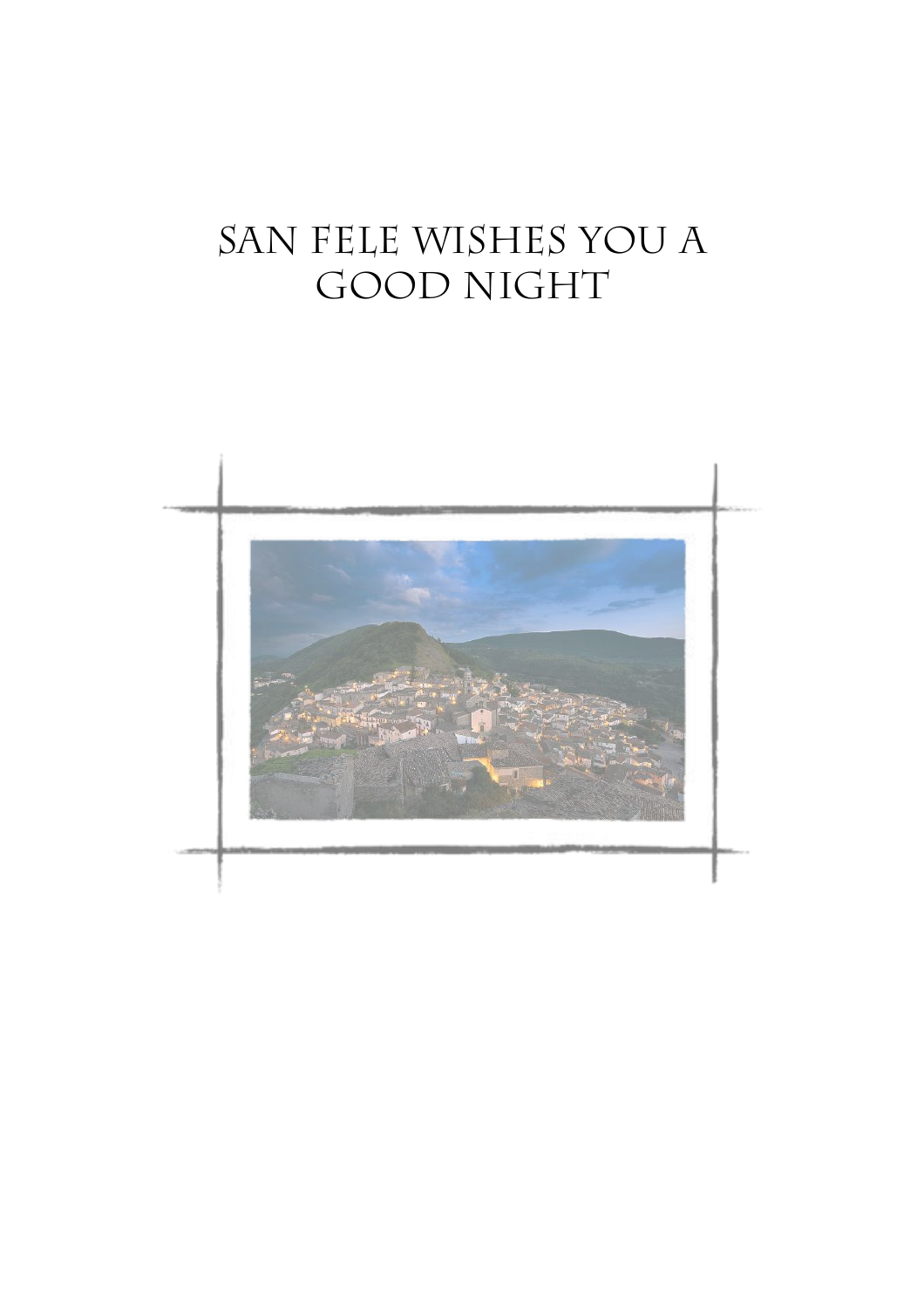# San Fele wishes you a good night